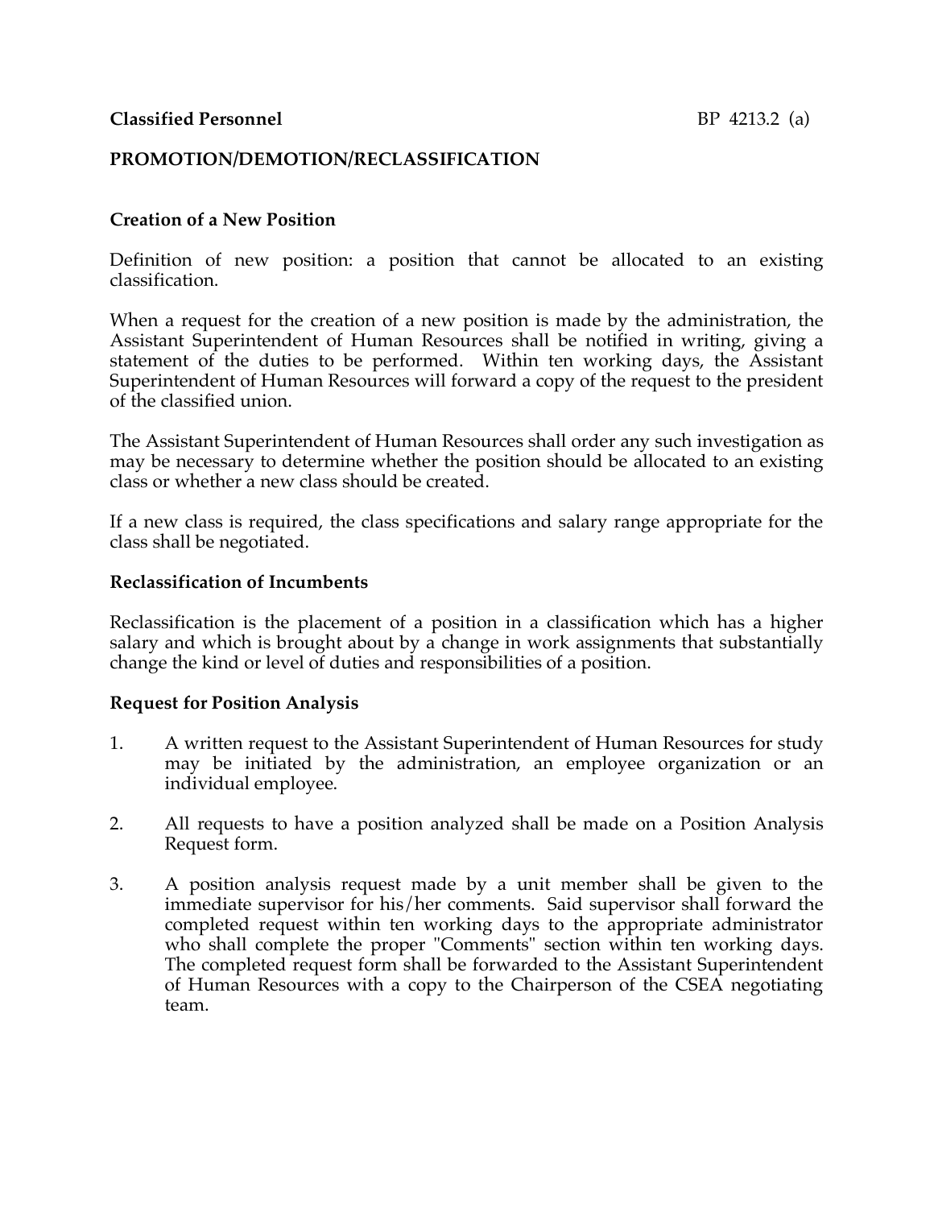**Classified Personnel** BP 4213.2 (a)

# PROMOTION/DEMOTION/RECLASSIFICATION

## Creation of a New Position

Definition of new position: a position that cannot be allocated to an existing classification.

When a request for the creation of a new position is made by the administration, the Assistant Superintendent of Human Resources shall be notified in writing, giving a statement of the duties to be performed. Within ten working days, the Assistant Superintendent of Human Resources will forward a copy of the request to the president of the classified union.

The Assistant Superintendent of Human Resources shall order any such investigation as may be necessary to determine whether the position should be allocated to an existing class or whether a new class should be created.

If a new class is required, the class specifications and salary range appropriate for the class shall be negotiated.

## Reclassification of Incumbents

Reclassification is the placement of a position in a classification which has a higher salary and which is brought about by a change in work assignments that substantially change the kind or level of duties and responsibilities of a position.

## Request for Position Analysis

1. A written request to the Assistant Superintendent of Human Resources for study may be initiated by the administration, an employee organization or an individual employee.

2. All requests to have a position analyzed shall be made on a Position Analysis Request form.

3. A position analysis request made by a unit member shall be given to the immediate supervisor for his/her comments. Said supervisor shall forward the completed request within ten working days to the appropriate administrator who shall complete the proper "Comments" section within ten working days. The completed request form shall be forwarded to the Assistant Superintendent of Human Resources with a copy to the Chairperson of the CSEA negotiating team.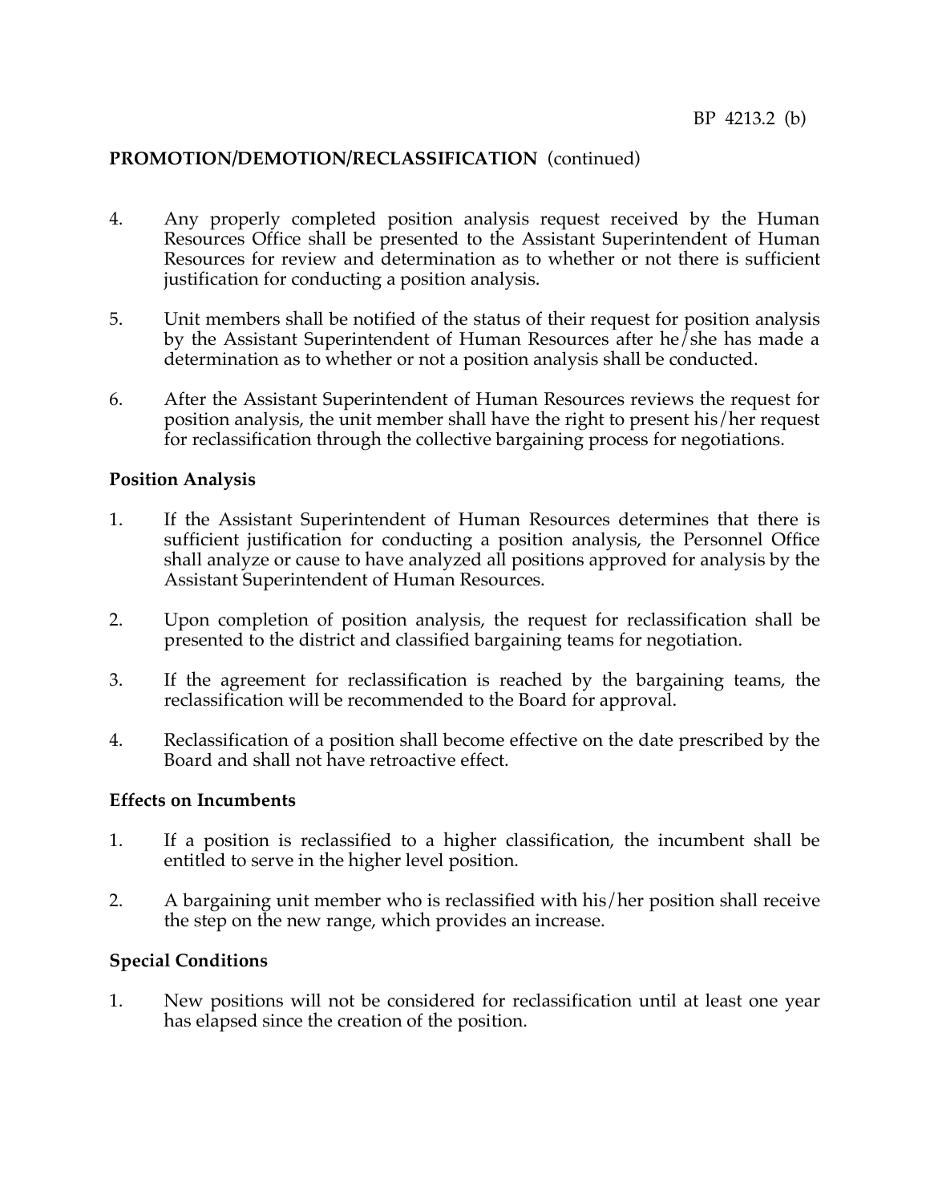**PROMOTION/DEMOTION/RECLASSIFICATION** (continued)

4. Any properly completed position analysis request received by the Human Resources Office shall be presented to the Assistant Superintendent of Human Resources for review and determination as to whether or not there is sufficient justification for conducting a position analysis.

5. Unit members shall be notified of the status of their request for position analysis by the Assistant Superintendent of Human Resources after he/she has made a determination as to whether or not a position analysis shall be conducted.

6. After the Assistant Superintendent of Human Resources reviews the request for position analysis, the unit member shall have the right to present his/her request for reclassification through the collective bargaining process for negotiations.

**Position Analysis**

1. If the Assistant Superintendent of Human Resources determines that there is sufficient justification for conducting a position analysis, the Personnel Office shall analyze or cause to have analyzed all positions approved for analysis by the Assistant Superintendent of Human Resources.

2. Upon completion of position analysis, the request for reclassification shall be presented to the district and classified bargaining teams for negotiation.

3. If the agreement for reclassification is reached by the bargaining teams, the reclassification will be recommended to the Board for approval.

4. Reclassification of a position shall become effective on the date prescribed by the Board and shall not have retroactive effect.

**Effects on Incumbents**

1. If a position is reclassified to a higher classification, the incumbent shall be entitled to serve in the higher level position.

2. A bargaining unit member who is reclassified with his/her position shall receive the step on the new range, which provides an increase.

**Special Conditions**

1. New positions will not be considered for reclassification until at least one year has elapsed since the creation of the position.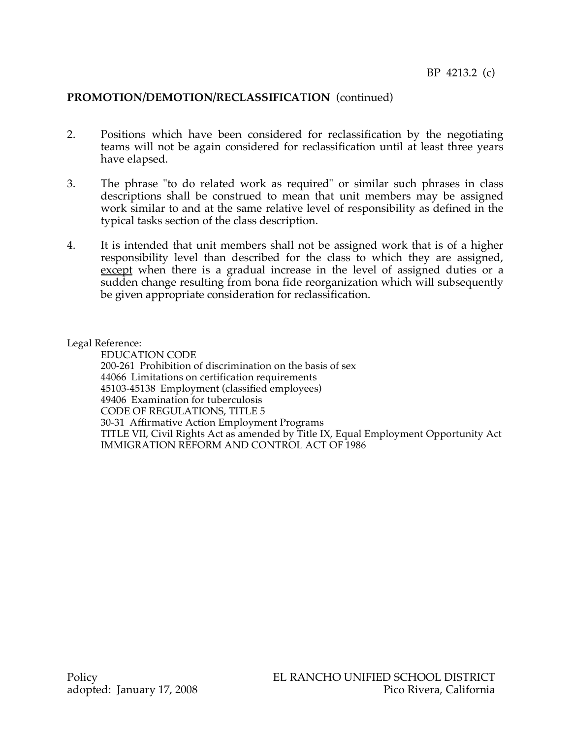## PROMOTION/DEMOTION/RECLASSIFICATION (continued)

2. Positions which have been considered for reclassification by the negotiating teams will not be again considered for reclassification until at least three years have elapsed.

3. The phrase "to do related work as required" or similar such phrases in class descriptions shall be construed to mean that unit members may be assigned work similar to and at the same relative level of responsibility as defined in the typical tasks section of the class description.

4. It is intended that unit members shall not be assigned work that is of a higher responsibility level than described for the class to which they are assigned, <u>except</u> when there is a gradual increase in the level of assigned duties or a sudden change resulting from bona fide reorganization which will subsequently be given appropriate consideration for reclassification.

Legal Reference:

EDUCATION CODE
200-261 Prohibition of discrimination on the basis of sex
44066 Limitations on certification requirements
45103-45138 Employment (classified employees)
49406 Examination for tuberculosis
CODE OF REGULATIONS, TITLE 5
30-31 Affirmative Action Employment Programs
TITLE VII, Civil Rights Act as amended by Title IX, Equal Employment Opportunity Act
IMMIGRATION REFORM AND CONTROL ACT OF 1986

Policy
adopted: January 17, 2008

EL RANCHO UNIFIED SCHOOL DISTRICT
Pico Rivera, California